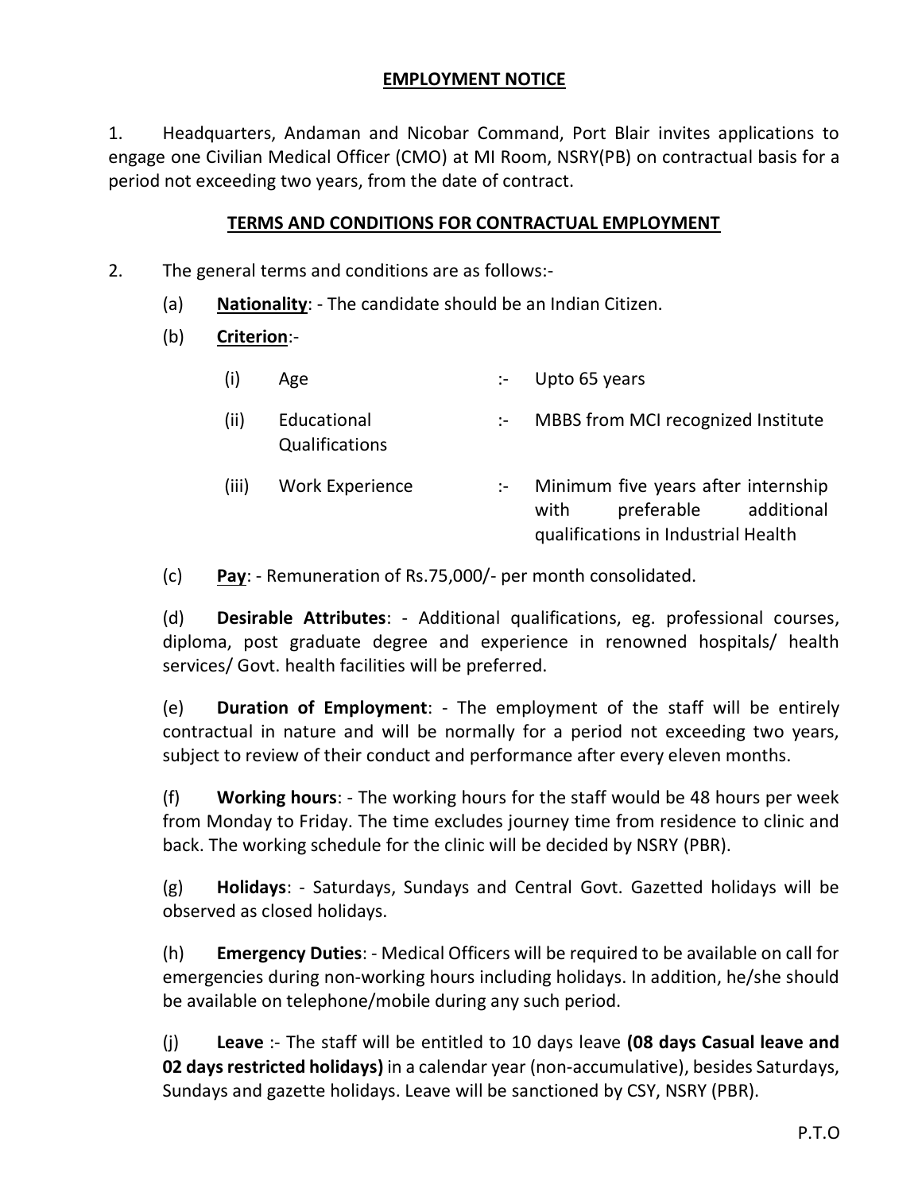# EMPLOYMENT NOTICE

1. Headquarters, Andaman and Nicobar Command, Port Blair invites applications to engage one Civilian Medical Officer (CMO) at MI Room, NSRY(PB) on contractual basis for a period not exceeding two years, from the date of contract.

## TERMS AND CONDITIONS FOR CONTRACTUAL EMPLOYMENT

2. The general terms and conditions are as follows:-

(a) **Nationality**: - The candidate should be an Indian Citizen.

(b) **Criterion**:-

| | | | |
|---|---|---|---|
| (i) | Age | :- | Upto 65 years |
| (ii) | Educational Qualifications | :- | MBBS from MCI recognized Institute |
| (iii) | Work Experience | :- | Minimum five years after internship with preferable additional qualifications in Industrial Health |

(c) **Pay**: - Remuneration of Rs.75,000/- per month consolidated.

(d) **Desirable Attributes**: - Additional qualifications, eg. professional courses, diploma, post graduate degree and experience in renowned hospitals/ health services/ Govt. health facilities will be preferred.

(e) **Duration of Employment**: - The employment of the staff will be entirely contractual in nature and will be normally for a period not exceeding two years, subject to review of their conduct and performance after every eleven months.

(f) **Working hours**: - The working hours for the staff would be 48 hours per week from Monday to Friday. The time excludes journey time from residence to clinic and back. The working schedule for the clinic will be decided by NSRY (PBR).

(g) **Holidays**: - Saturdays, Sundays and Central Govt. Gazetted holidays will be observed as closed holidays.

(h) **Emergency Duties**: - Medical Officers will be required to be available on call for emergencies during non-working hours including holidays. In addition, he/she should be available on telephone/mobile during any such period.

(j) **Leave** :- The staff will be entitled to 10 days leave **(08 days Casual leave and 02 days restricted holidays)** in a calendar year (non-accumulative), besides Saturdays, Sundays and gazette holidays. Leave will be sanctioned by CSY, NSRY (PBR).

P.T.O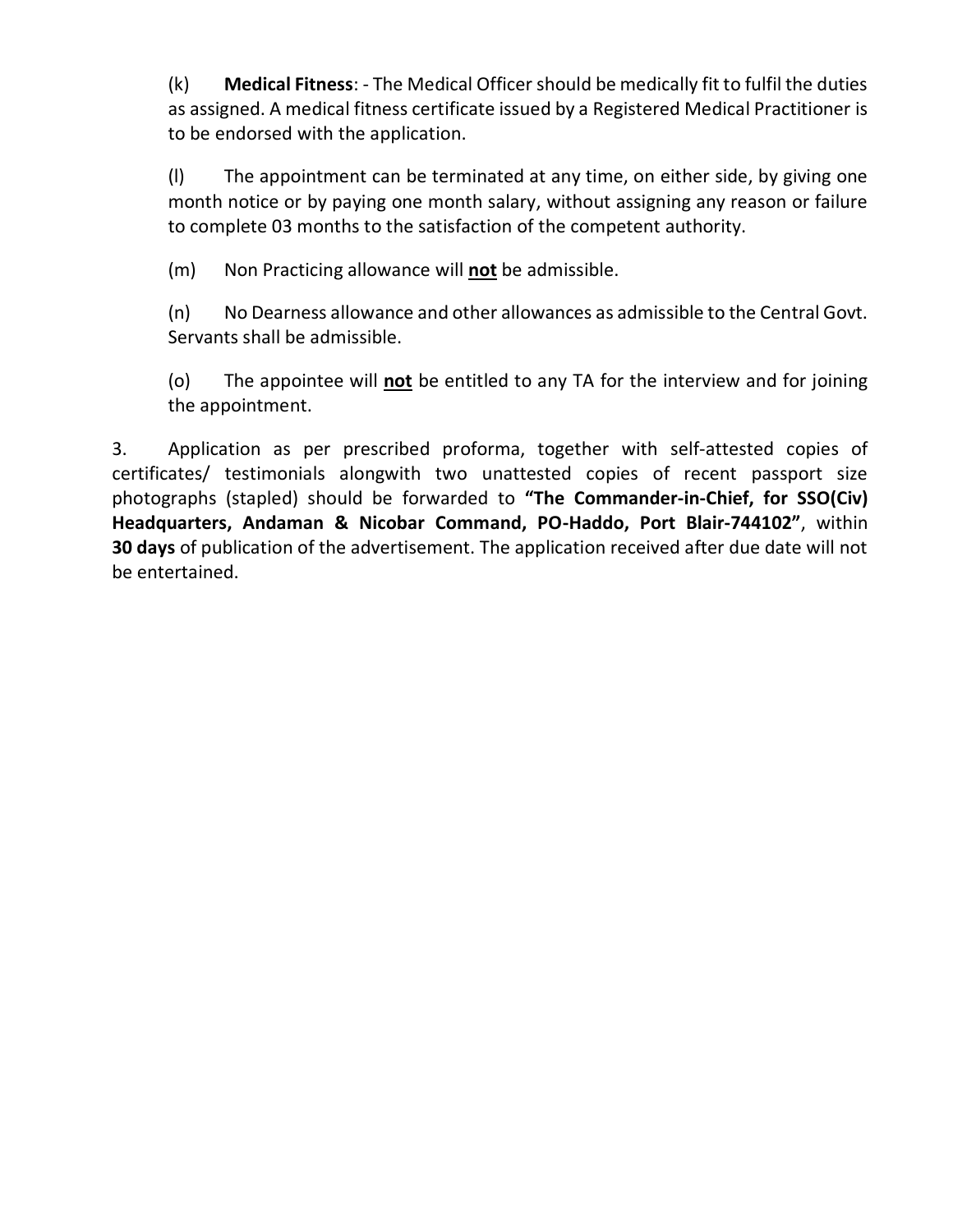(k) **Medical Fitness**: - The Medical Officer should be medically fit to fulfil the duties as assigned. A medical fitness certificate issued by a Registered Medical Practitioner is to be endorsed with the application.

(l) The appointment can be terminated at any time, on either side, by giving one month notice or by paying one month salary, without assigning any reason or failure to complete 03 months to the satisfaction of the competent authority.

(m) Non Practicing allowance will <u>**not**</u> be admissible.

(n) No Dearness allowance and other allowances as admissible to the Central Govt. Servants shall be admissible.

(o) The appointee will <u>**not**</u> be entitled to any TA for the interview and for joining the appointment.

3. Application as per prescribed proforma, together with self-attested copies of certificates/ testimonials alongwith two unattested copies of recent passport size photographs (stapled) should be forwarded to **"The Commander-in-Chief, for SSO(Civ) Headquarters, Andaman & Nicobar Command, PO-Haddo, Port Blair-744102"**, within **30 days** of publication of the advertisement. The application received after due date will not be entertained.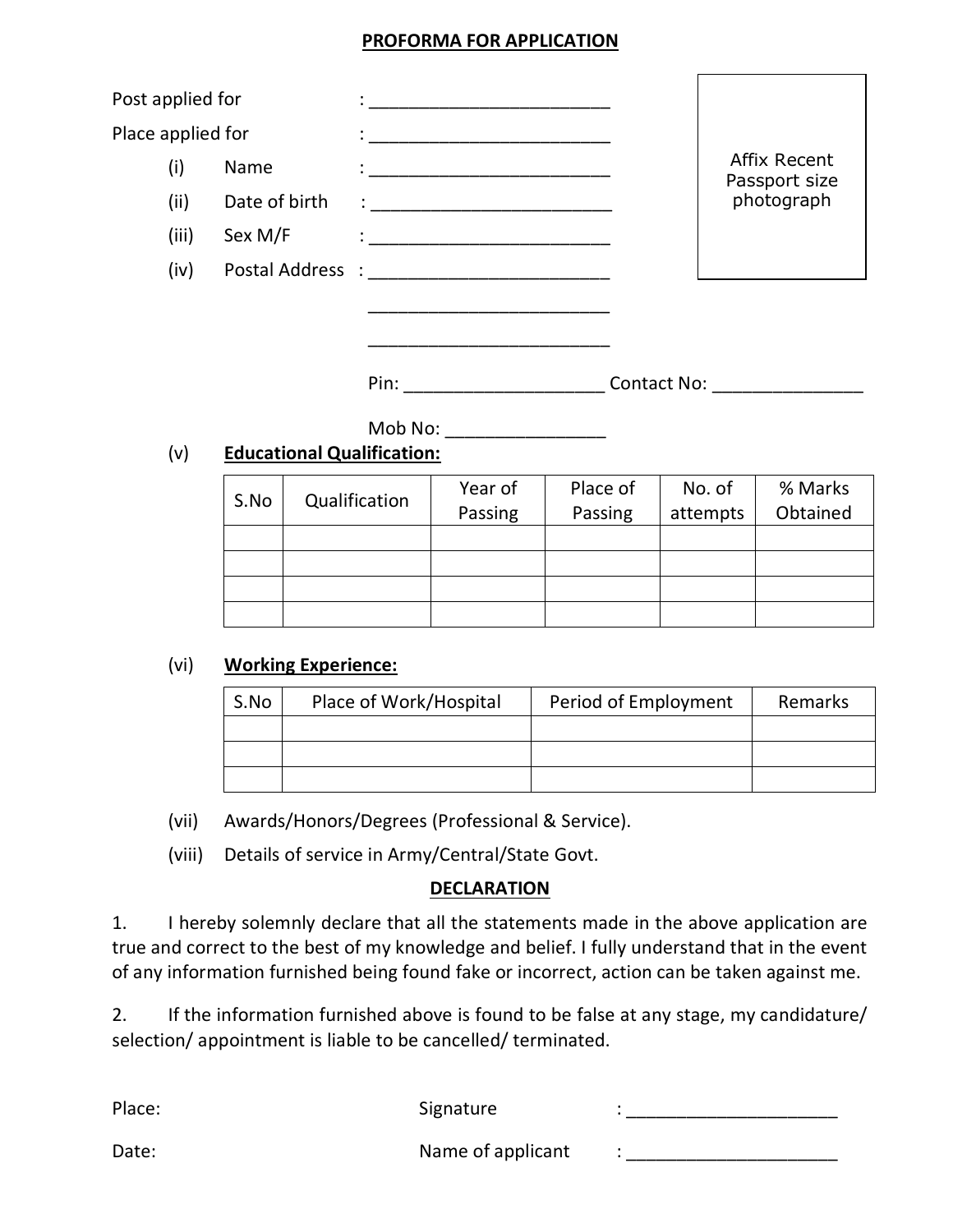## PROFORMA FOR APPLICATION

Post applied for : \_\_\_\_\_\_\_\_\_\_\_\_\_\_\_\_\_\_\_\_\_\_\_\_\_

Place applied for : \_\_\_\_\_\_\_\_\_\_\_\_\_\_\_\_\_\_\_\_\_\_\_\_\_

Affix Recent Passport size photograph

(i) Name : \_\_\_\_\_\_\_\_\_\_\_\_\_\_\_\_\_\_\_\_\_\_\_\_\_

(ii) Date of birth : \_\_\_\_\_\_\_\_\_\_\_\_\_\_\_\_\_\_\_\_\_\_\_\_\_

(iii) Sex M/F : \_\_\_\_\_\_\_\_\_\_\_\_\_\_\_\_\_\_\_\_\_\_\_\_\_

(iv) Postal Address : \_\_\_\_\_\_\_\_\_\_\_\_\_\_\_\_\_\_\_\_\_\_\_\_\_

\_\_\_\_\_\_\_\_\_\_\_\_\_\_\_\_\_\_\_\_\_\_\_\_\_

\_\_\_\_\_\_\_\_\_\_\_\_\_\_\_\_\_\_\_\_\_\_\_\_\_

Pin: \_\_\_\_\_\_\_\_\_\_\_\_\_\_\_\_\_\_\_\_ Contact No: \_\_\_\_\_\_\_\_\_\_\_\_\_\_\_

Mob No: \_\_\_\_\_\_\_\_\_\_\_\_\_\_\_\_

(v) **Educational Qualification:**

| S.No | Qualification | Year of Passing | Place of Passing | No. of attempts | % Marks Obtained |
|---|---|---|---|---|---|
| | | | | | |
| | | | | | |
| | | | | | |
| | | | | | |

(vi) **Working Experience:**

| S.No | Place of Work/Hospital | Period of Employment | Remarks |
|---|---|---|---|
| | | | |
| | | | |
| | | | |

(vii) Awards/Honors/Degrees (Professional & Service).

(viii) Details of service in Army/Central/State Govt.

### DECLARATION

1. I hereby solemnly declare that all the statements made in the above application are true and correct to the best of my knowledge and belief. I fully understand that in the event of any information furnished being found fake or incorrect, action can be taken against me.

2. If the information furnished above is found to be false at any stage, my candidature/ selection/ appointment is liable to be cancelled/ terminated.

Place: Signature : \_\_\_\_\_\_\_\_\_\_\_\_\_\_\_\_\_\_\_\_\_\_

Date: Name of applicant : \_\_\_\_\_\_\_\_\_\_\_\_\_\_\_\_\_\_\_\_\_\_